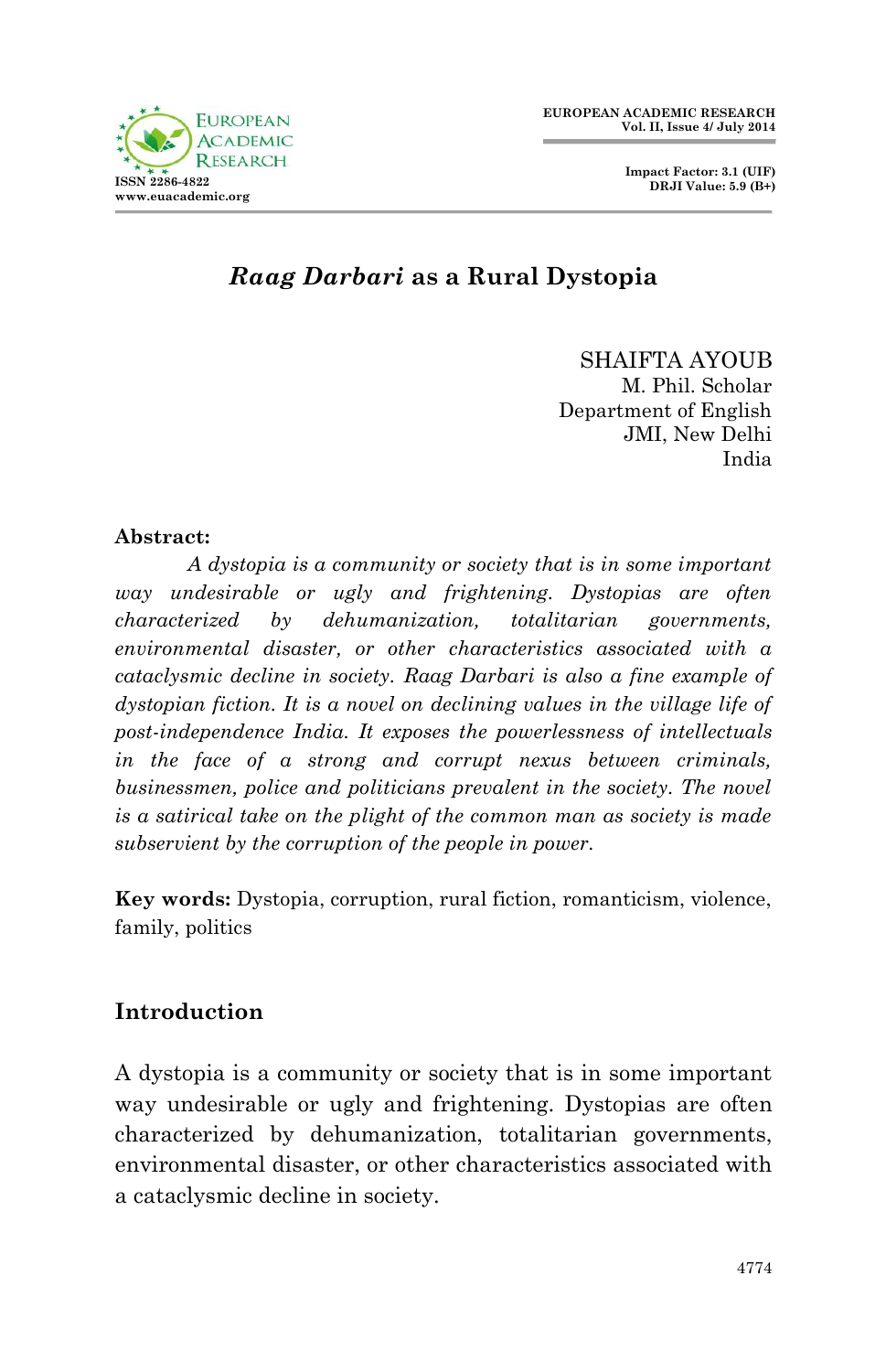# *Raag Darbari* as a Rural Dystopia

SHAIFTA AYOUB
M. Phil. Scholar
Department of English
JMI, New Delhi
India

**Abstract:**

*A dystopia is a community or society that is in some important way undesirable or ugly and frightening. Dystopias are often characterized by dehumanization, totalitarian governments, environmental disaster, or other characteristics associated with a cataclysmic decline in society. Raag Darbari is also a fine example of dystopian fiction. It is a novel on declining values in the village life of post-independence India. It exposes the powerlessness of intellectuals in the face of a strong and corrupt nexus between criminals, businessmen, police and politicians prevalent in the society. The novel is a satirical take on the plight of the common man as society is made subservient by the corruption of the people in power.*

**Key words:** Dystopia, corruption, rural fiction, romanticism, violence, family, politics

## Introduction

A dystopia is a community or society that is in some important way undesirable or ugly and frightening. Dystopias are often characterized by dehumanization, totalitarian governments, environmental disaster, or other characteristics associated with a cataclysmic decline in society.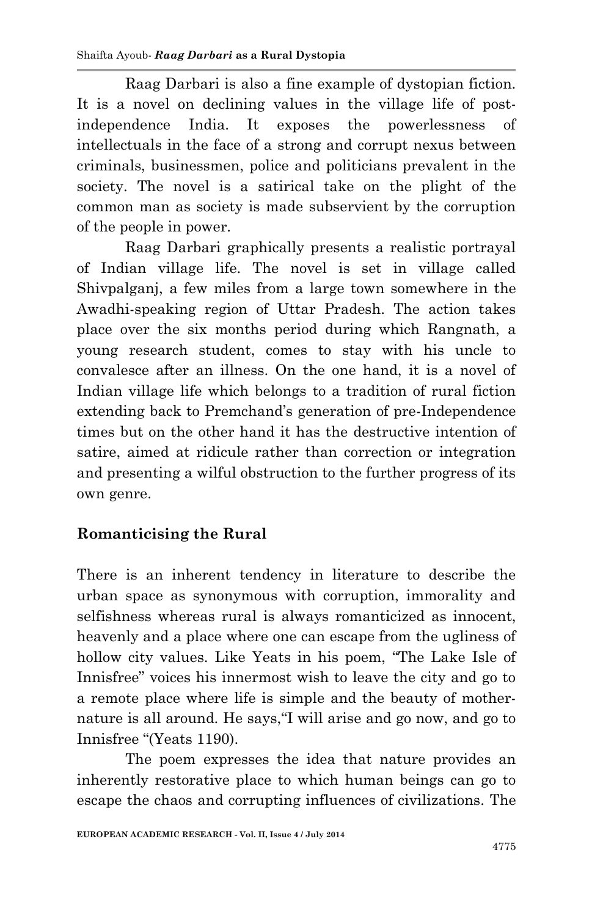Raag Darbari is also a fine example of dystopian fiction. It is a novel on declining values in the village life of post-independence India. It exposes the powerlessness of intellectuals in the face of a strong and corrupt nexus between criminals, businessmen, police and politicians prevalent in the society. The novel is a satirical take on the plight of the common man as society is made subservient by the corruption of the people in power.

Raag Darbari graphically presents a realistic portrayal of Indian village life. The novel is set in village called Shivpalganj, a few miles from a large town somewhere in the Awadhi-speaking region of Uttar Pradesh. The action takes place over the six months period during which Rangnath, a young research student, comes to stay with his uncle to convalesce after an illness. On the one hand, it is a novel of Indian village life which belongs to a tradition of rural fiction extending back to Premchand's generation of pre-Independence times but on the other hand it has the destructive intention of satire, aimed at ridicule rather than correction or integration and presenting a wilful obstruction to the further progress of its own genre.

## Romanticising the Rural

There is an inherent tendency in literature to describe the urban space as synonymous with corruption, immorality and selfishness whereas rural is always romanticized as innocent, heavenly and a place where one can escape from the ugliness of hollow city values. Like Yeats in his poem, "The Lake Isle of Innisfree" voices his innermost wish to leave the city and go to a remote place where life is simple and the beauty of mother-nature is all around. He says,"I will arise and go now, and go to Innisfree "(Yeats 1190).

The poem expresses the idea that nature provides an inherently restorative place to which human beings can go to escape the chaos and corrupting influences of civilizations. The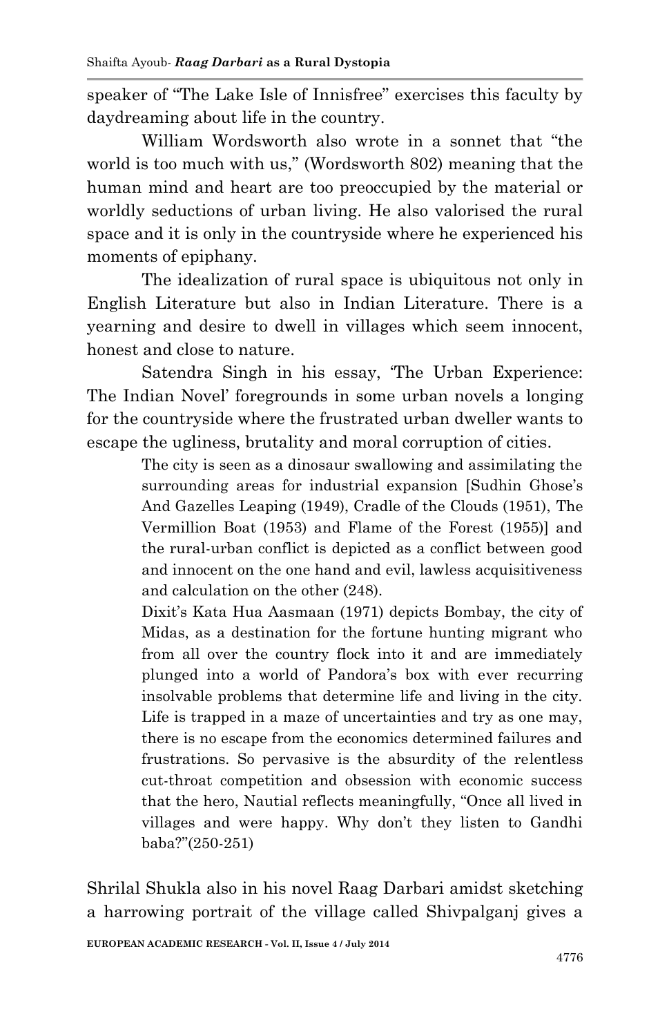speaker of "The Lake Isle of Innisfree" exercises this faculty by daydreaming about life in the country.

William Wordsworth also wrote in a sonnet that "the world is too much with us," (Wordsworth 802) meaning that the human mind and heart are too preoccupied by the material or worldly seductions of urban living. He also valorised the rural space and it is only in the countryside where he experienced his moments of epiphany.

The idealization of rural space is ubiquitous not only in English Literature but also in Indian Literature. There is a yearning and desire to dwell in villages which seem innocent, honest and close to nature.

Satendra Singh in his essay, 'The Urban Experience: The Indian Novel' foregrounds in some urban novels a longing for the countryside where the frustrated urban dweller wants to escape the ugliness, brutality and moral corruption of cities.

> The city is seen as a dinosaur swallowing and assimilating the surrounding areas for industrial expansion [Sudhin Ghose's And Gazelles Leaping (1949), Cradle of the Clouds (1951), The Vermillion Boat (1953) and Flame of the Forest (1955)] and the rural-urban conflict is depicted as a conflict between good and innocent on the one hand and evil, lawless acquisitiveness and calculation on the other (248).
>
> Dixit's Kata Hua Aasmaan (1971) depicts Bombay, the city of Midas, as a destination for the fortune hunting migrant who from all over the country flock into it and are immediately plunged into a world of Pandora's box with ever recurring insolvable problems that determine life and living in the city. Life is trapped in a maze of uncertainties and try as one may, there is no escape from the economics determined failures and frustrations. So pervasive is the absurdity of the relentless cut-throat competition and obsession with economic success that the hero, Nautial reflects meaningfully, "Once all lived in villages and were happy. Why don't they listen to Gandhi baba?"(250-251)

Shrilal Shukla also in his novel Raag Darbari amidst sketching a harrowing portrait of the village called Shivpalganj gives a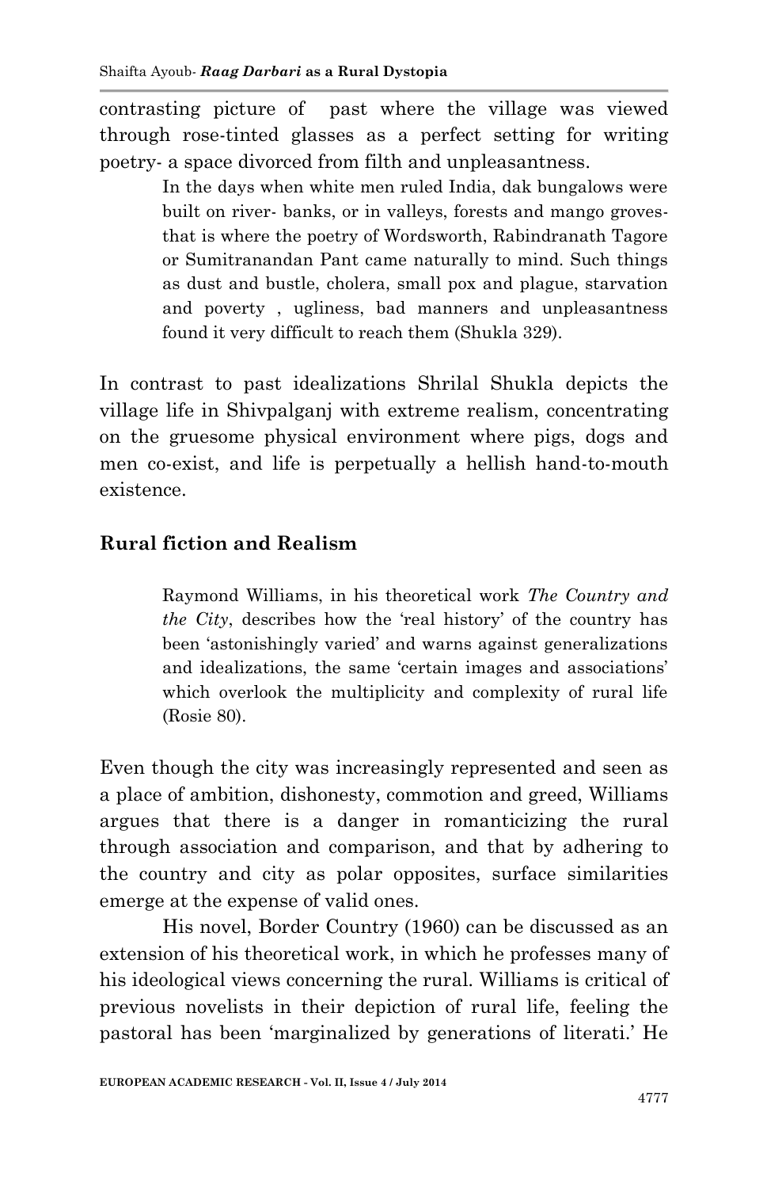contrasting picture of past where the village was viewed through rose-tinted glasses as a perfect setting for writing poetry- a space divorced from filth and unpleasantness.

> In the days when white men ruled India, dak bungalows were built on river- banks, or in valleys, forests and mango groves- that is where the poetry of Wordsworth, Rabindranath Tagore or Sumitranandan Pant came naturally to mind. Such things as dust and bustle, cholera, small pox and plague, starvation and poverty , ugliness, bad manners and unpleasantness found it very difficult to reach them (Shukla 329).

In contrast to past idealizations Shrilal Shukla depicts the village life in Shivpalganj with extreme realism, concentrating on the gruesome physical environment where pigs, dogs and men co-exist, and life is perpetually a hellish hand-to-mouth existence.

## Rural fiction and Realism

> Raymond Williams, in his theoretical work *The Country and the City*, describes how the 'real history' of the country has been 'astonishingly varied' and warns against generalizations and idealizations, the same 'certain images and associations' which overlook the multiplicity and complexity of rural life (Rosie 80).

Even though the city was increasingly represented and seen as a place of ambition, dishonesty, commotion and greed, Williams argues that there is a danger in romanticizing the rural through association and comparison, and that by adhering to the country and city as polar opposites, surface similarities emerge at the expense of valid ones.

His novel, Border Country (1960) can be discussed as an extension of his theoretical work, in which he professes many of his ideological views concerning the rural. Williams is critical of previous novelists in their depiction of rural life, feeling the pastoral has been 'marginalized by generations of literati.' He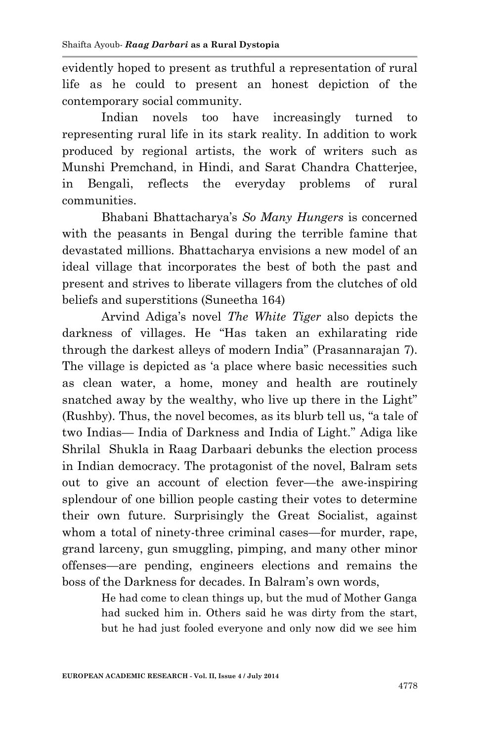evidently hoped to present as truthful a representation of rural life as he could to present an honest depiction of the contemporary social community.

Indian novels too have increasingly turned to representing rural life in its stark reality. In addition to work produced by regional artists, the work of writers such as Munshi Premchand, in Hindi, and Sarat Chandra Chatterjee, in Bengali, reflects the everyday problems of rural communities.

Bhabani Bhattacharya's *So Many Hungers* is concerned with the peasants in Bengal during the terrible famine that devastated millions. Bhattacharya envisions a new model of an ideal village that incorporates the best of both the past and present and strives to liberate villagers from the clutches of old beliefs and superstitions (Suneetha 164)

Arvind Adiga's novel *The White Tiger* also depicts the darkness of villages. He "Has taken an exhilarating ride through the darkest alleys of modern India" (Prasannarajan 7). The village is depicted as 'a place where basic necessities such as clean water, a home, money and health are routinely snatched away by the wealthy, who live up there in the Light" (Rushby). Thus, the novel becomes, as its blurb tell us, "a tale of two Indias— India of Darkness and India of Light." Adiga like Shrilal Shukla in Raag Darbaari debunks the election process in Indian democracy. The protagonist of the novel, Balram sets out to give an account of election fever—the awe-inspiring splendour of one billion people casting their votes to determine their own future. Surprisingly the Great Socialist, against whom a total of ninety-three criminal cases—for murder, rape, grand larceny, gun smuggling, pimping, and many other minor offenses—are pending, engineers elections and remains the boss of the Darkness for decades. In Balram's own words,

> He had come to clean things up, but the mud of Mother Ganga had sucked him in. Others said he was dirty from the start, but he had just fooled everyone and only now did we see him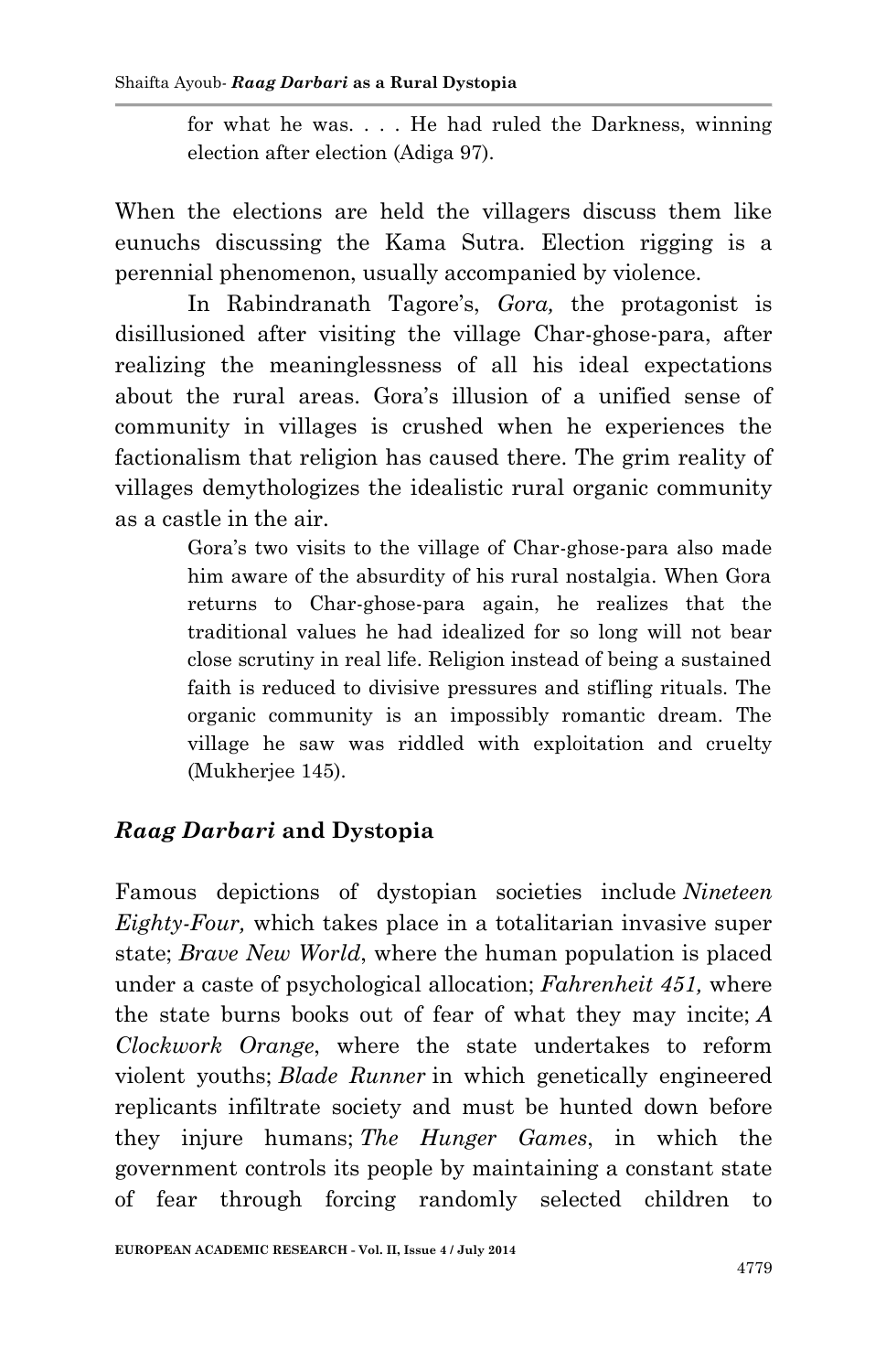> for what he was. . . . He had ruled the Darkness, winning election after election (Adiga 97).

When the elections are held the villagers discuss them like eunuchs discussing the Kama Sutra. Election rigging is a perennial phenomenon, usually accompanied by violence.

In Rabindranath Tagore's, *Gora,* the protagonist is disillusioned after visiting the village Char-ghose-para, after realizing the meaninglessness of all his ideal expectations about the rural areas. Gora's illusion of a unified sense of community in villages is crushed when he experiences the factionalism that religion has caused there. The grim reality of villages demythologizes the idealistic rural organic community as a castle in the air.

> Gora's two visits to the village of Char-ghose-para also made him aware of the absurdity of his rural nostalgia. When Gora returns to Char-ghose-para again, he realizes that the traditional values he had idealized for so long will not bear close scrutiny in real life. Religion instead of being a sustained faith is reduced to divisive pressures and stifling rituals. The organic community is an impossibly romantic dream. The village he saw was riddled with exploitation and cruelty (Mukherjee 145).

## *Raag Darbari* and Dystopia

Famous depictions of dystopian societies include *Nineteen Eighty-Four,* which takes place in a totalitarian invasive super state; *Brave New World*, where the human population is placed under a caste of psychological allocation; *Fahrenheit 451,* where the state burns books out of fear of what they may incite; *A Clockwork Orange*, where the state undertakes to reform violent youths; *Blade Runner* in which genetically engineered replicants infiltrate society and must be hunted down before they injure humans; *The Hunger Games*, in which the government controls its people by maintaining a constant state of fear through forcing randomly selected children to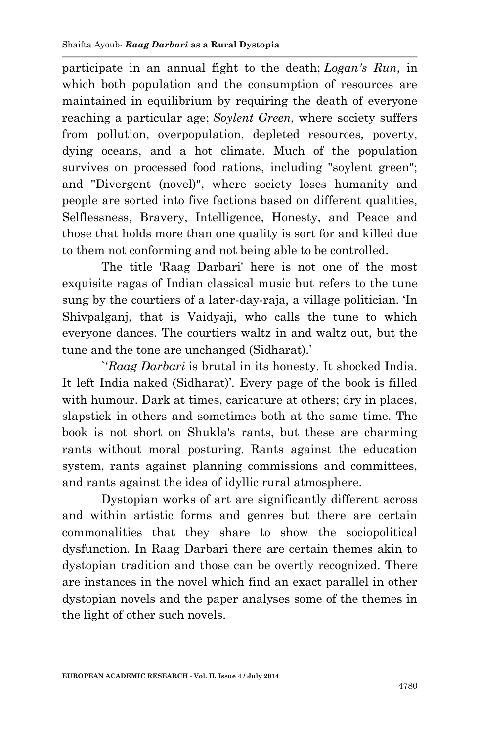participate in an annual fight to the death; *Logan's Run*, in which both population and the consumption of resources are maintained in equilibrium by requiring the death of everyone reaching a particular age; *Soylent Green*, where society suffers from pollution, overpopulation, depleted resources, poverty, dying oceans, and a hot climate. Much of the population survives on processed food rations, including "soylent green"; and "Divergent (novel)", where society loses humanity and people are sorted into five factions based on different qualities, Selflessness, Bravery, Intelligence, Honesty, and Peace and those that holds more than one quality is sort for and killed due to them not conforming and not being able to be controlled.

The title 'Raag Darbari' here is not one of the most exquisite ragas of Indian classical music but refers to the tune sung by the courtiers of a later-day-raja, a village politician. 'In Shivpalganj, that is Vaidyaji, who calls the tune to which everyone dances. The courtiers waltz in and waltz out, but the tune and the tone are unchanged (Sidharat).'

``*Raag Darbari* is brutal in its honesty. It shocked India. It left India naked (Sidharat)'. Every page of the book is filled with humour. Dark at times, caricature at others; dry in places, slapstick in others and sometimes both at the same time. The book is not short on Shukla's rants, but these are charming rants without moral posturing. Rants against the education system, rants against planning commissions and committees, and rants against the idea of idyllic rural atmosphere.

Dystopian works of art are significantly different across and within artistic forms and genres but there are certain commonalities that they share to show the sociopolitical dysfunction. In Raag Darbari there are certain themes akin to dystopian tradition and those can be overtly recognized. There are instances in the novel which find an exact parallel in other dystopian novels and the paper analyses some of the themes in the light of other such novels.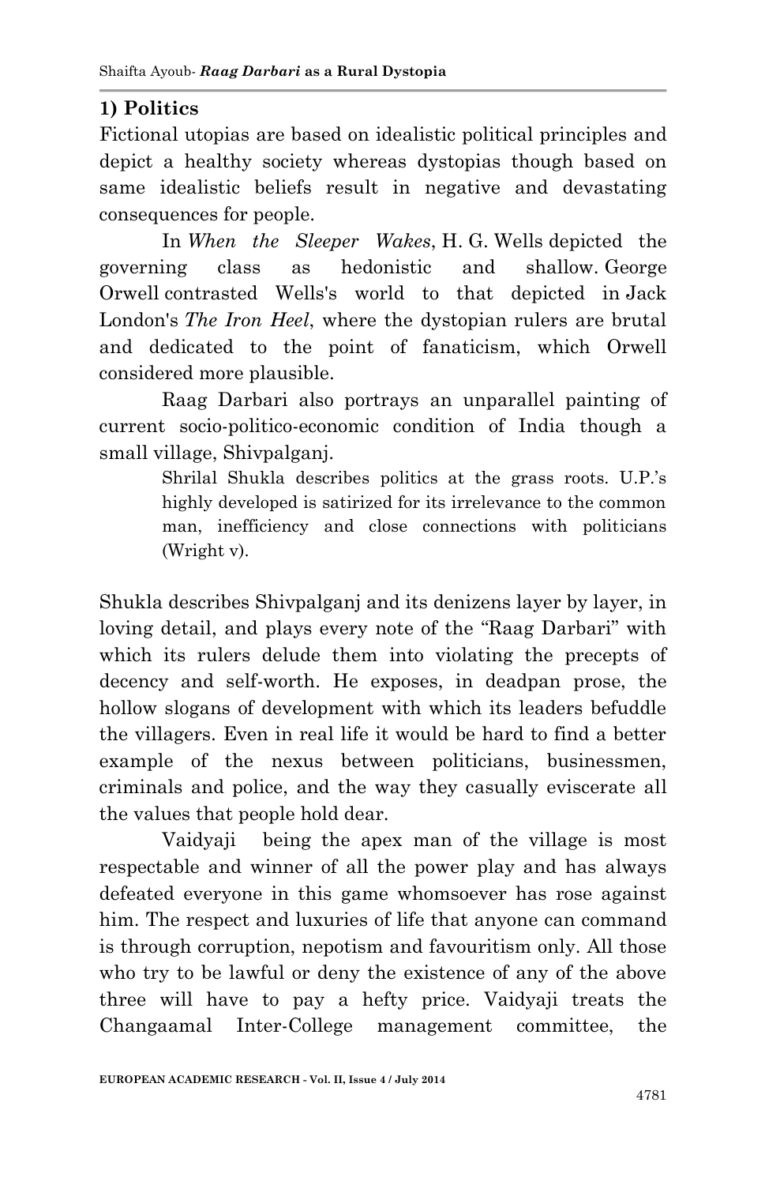### 1) Politics

Fictional utopias are based on idealistic political principles and depict a healthy society whereas dystopias though based on same idealistic beliefs result in negative and devastating consequences for people.

In *When the Sleeper Wakes*, H. G. Wells depicted the governing class as hedonistic and shallow. George Orwell contrasted Wells's world to that depicted in Jack London's *The Iron Heel*, where the dystopian rulers are brutal and dedicated to the point of fanaticism, which Orwell considered more plausible.

Raag Darbari also portrays an unparallel painting of current socio-politico-economic condition of India though a small village, Shivpalganj.

> Shrilal Shukla describes politics at the grass roots. U.P.'s highly developed is satirized for its irrelevance to the common man, inefficiency and close connections with politicians (Wright v).

Shukla describes Shivpalganj and its denizens layer by layer, in loving detail, and plays every note of the "Raag Darbari" with which its rulers delude them into violating the precepts of decency and self-worth. He exposes, in deadpan prose, the hollow slogans of development with which its leaders befuddle the villagers. Even in real life it would be hard to find a better example of the nexus between politicians, businessmen, criminals and police, and the way they casually eviscerate all the values that people hold dear.

Vaidyaji being the apex man of the village is most respectable and winner of all the power play and has always defeated everyone in this game whomsoever has rose against him. The respect and luxuries of life that anyone can command is through corruption, nepotism and favouritism only. All those who try to be lawful or deny the existence of any of the above three will have to pay a hefty price. Vaidyaji treats the Changaamal Inter-College management committee, the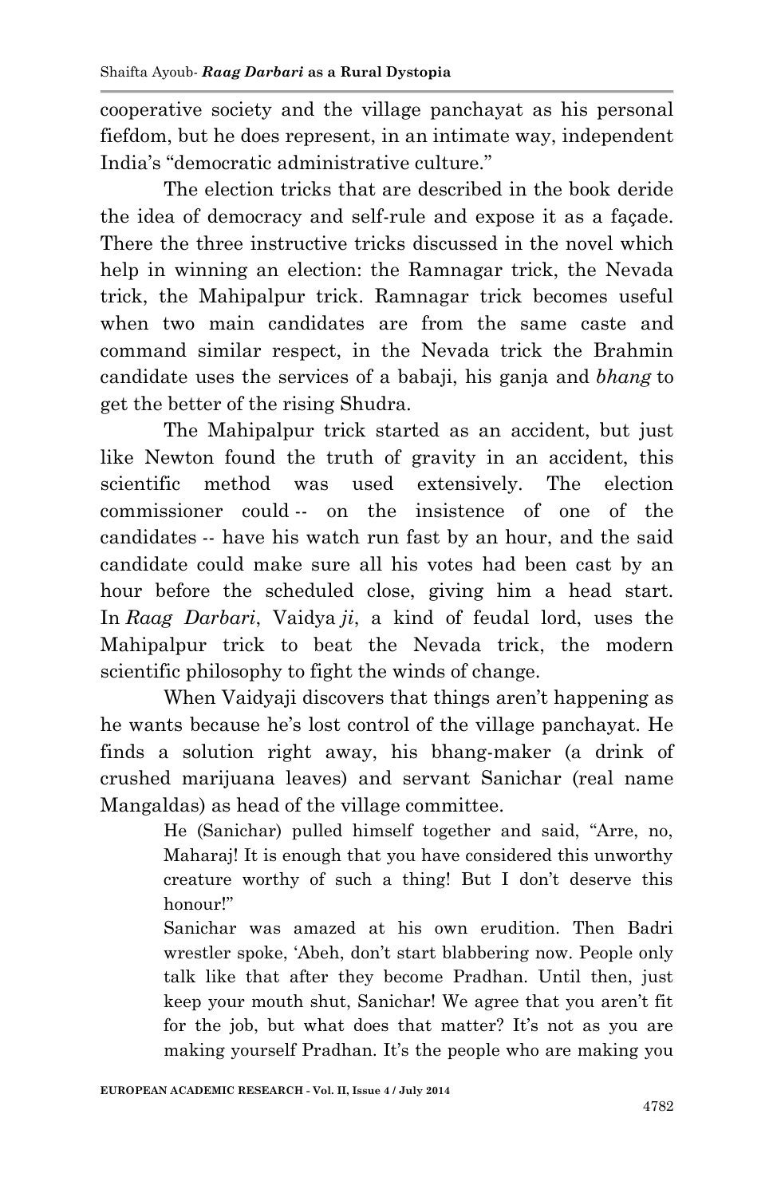cooperative society and the village panchayat as his personal fiefdom, but he does represent, in an intimate way, independent India's "democratic administrative culture."

The election tricks that are described in the book deride the idea of democracy and self-rule and expose it as a façade. There the three instructive tricks discussed in the novel which help in winning an election: the Ramnagar trick, the Nevada trick, the Mahipalpur trick. Ramnagar trick becomes useful when two main candidates are from the same caste and command similar respect, in the Nevada trick the Brahmin candidate uses the services of a babaji, his ganja and *bhang* to get the better of the rising Shudra.

The Mahipalpur trick started as an accident, but just like Newton found the truth of gravity in an accident, this scientific method was used extensively. The election commissioner could -- on the insistence of one of the candidates -- have his watch run fast by an hour, and the said candidate could make sure all his votes had been cast by an hour before the scheduled close, giving him a head start. In *Raag Darbari*, Vaidya *ji*, a kind of feudal lord, uses the Mahipalpur trick to beat the Nevada trick, the modern scientific philosophy to fight the winds of change.

When Vaidyaji discovers that things aren't happening as he wants because he's lost control of the village panchayat. He finds a solution right away, his bhang-maker (a drink of crushed marijuana leaves) and servant Sanichar (real name Mangaldas) as head of the village committee.

> He (Sanichar) pulled himself together and said, "Arre, no, Maharaj! It is enough that you have considered this unworthy creature worthy of such a thing! But I don't deserve this honour!"
>
> Sanichar was amazed at his own erudition. Then Badri wrestler spoke, 'Abeh, don't start blabbering now. People only talk like that after they become Pradhan. Until then, just keep your mouth shut, Sanichar! We agree that you aren't fit for the job, but what does that matter? It's not as you are making yourself Pradhan. It's the people who are making you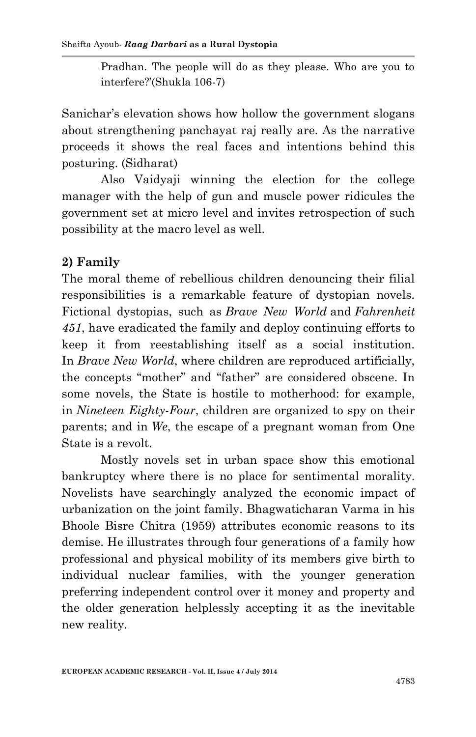> Pradhan. The people will do as they please. Who are you to interfere?'(Shukla 106-7)

Sanichar's elevation shows how hollow the government slogans about strengthening panchayat raj really are. As the narrative proceeds it shows the real faces and intentions behind this posturing. (Sidharat)

Also Vaidyaji winning the election for the college manager with the help of gun and muscle power ridicules the government set at micro level and invites retrospection of such possibility at the macro level as well.

**2) Family**

The moral theme of rebellious children denouncing their filial responsibilities is a remarkable feature of dystopian novels. Fictional dystopias, such as *Brave New World* and *Fahrenheit 451*, have eradicated the family and deploy continuing efforts to keep it from reestablishing itself as a social institution. In *Brave New World*, where children are reproduced artificially, the concepts "mother" and "father" are considered obscene. In some novels, the State is hostile to motherhood: for example, in *Nineteen Eighty-Four*, children are organized to spy on their parents; and in *We*, the escape of a pregnant woman from One State is a revolt.

Mostly novels set in urban space show this emotional bankruptcy where there is no place for sentimental morality. Novelists have searchingly analyzed the economic impact of urbanization on the joint family. Bhagwaticharan Varma in his Bhoole Bisre Chitra (1959) attributes economic reasons to its demise. He illustrates through four generations of a family how professional and physical mobility of its members give birth to individual nuclear families, with the younger generation preferring independent control over it money and property and the older generation helplessly accepting it as the inevitable new reality.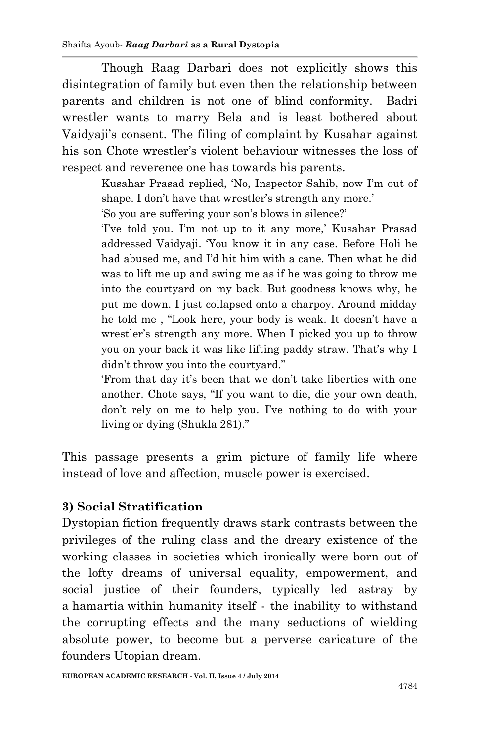Though Raag Darbari does not explicitly shows this disintegration of family but even then the relationship between parents and children is not one of blind conformity. Badri wrestler wants to marry Bela and is least bothered about Vaidyaji's consent. The filing of complaint by Kusahar against his son Chote wrestler's violent behaviour witnesses the loss of respect and reverence one has towards his parents.

> Kusahar Prasad replied, 'No, Inspector Sahib, now I'm out of shape. I don't have that wrestler's strength any more.'
>
> 'So you are suffering your son's blows in silence?'
>
> 'I've told you. I'm not up to it any more,' Kusahar Prasad addressed Vaidyaji. 'You know it in any case. Before Holi he had abused me, and I'd hit him with a cane. Then what he did was to lift me up and swing me as if he was going to throw me into the courtyard on my back. But goodness knows why, he put me down. I just collapsed onto a charpoy. Around midday he told me , "Look here, your body is weak. It doesn't have a wrestler's strength any more. When I picked you up to throw you on your back it was like lifting paddy straw. That's why I didn't throw you into the courtyard."
>
> 'From that day it's been that we don't take liberties with one another. Chote says, "If you want to die, die your own death, don't rely on me to help you. I've nothing to do with your living or dying (Shukla 281)."

This passage presents a grim picture of family life where instead of love and affection, muscle power is exercised.

### 3) Social Stratification

Dystopian fiction frequently draws stark contrasts between the privileges of the ruling class and the dreary existence of the working classes in societies which ironically were born out of the lofty dreams of universal equality, empowerment, and social justice of their founders, typically led astray by a hamartia within humanity itself - the inability to withstand the corrupting effects and the many seductions of wielding absolute power, to become but a perverse caricature of the founders Utopian dream.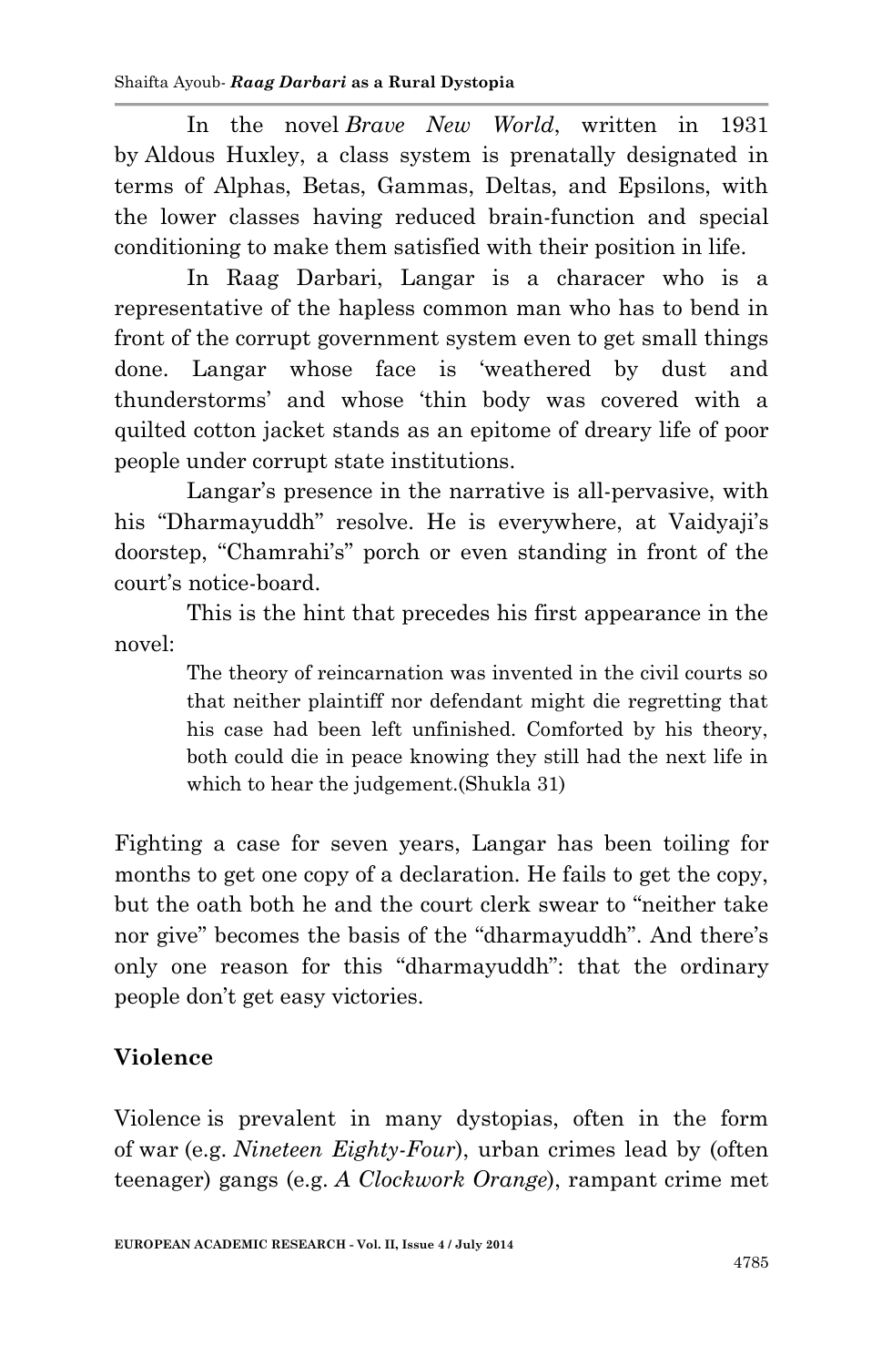In the novel *Brave New World*, written in 1931 by Aldous Huxley, a class system is prenatally designated in terms of Alphas, Betas, Gammas, Deltas, and Epsilons, with the lower classes having reduced brain-function and special conditioning to make them satisfied with their position in life.

In Raag Darbari, Langar is a characer who is a representative of the hapless common man who has to bend in front of the corrupt government system even to get small things done. Langar whose face is 'weathered by dust and thunderstorms' and whose 'thin body was covered with a quilted cotton jacket stands as an epitome of dreary life of poor people under corrupt state institutions.

Langar's presence in the narrative is all-pervasive, with his "Dharmayuddh" resolve. He is everywhere, at Vaidyaji's doorstep, "Chamrahi's" porch or even standing in front of the court's notice-board.

This is the hint that precedes his first appearance in the novel:

> The theory of reincarnation was invented in the civil courts so that neither plaintiff nor defendant might die regretting that his case had been left unfinished. Comforted by his theory, both could die in peace knowing they still had the next life in which to hear the judgement.(Shukla 31)

Fighting a case for seven years, Langar has been toiling for months to get one copy of a declaration. He fails to get the copy, but the oath both he and the court clerk swear to "neither take nor give" becomes the basis of the "dharmayuddh". And there's only one reason for this "dharmayuddh": that the ordinary people don't get easy victories.

## Violence

Violence is prevalent in many dystopias, often in the form of war (e.g. *Nineteen Eighty-Four*), urban crimes lead by (often teenager) gangs (e.g. *A Clockwork Orange*), rampant crime met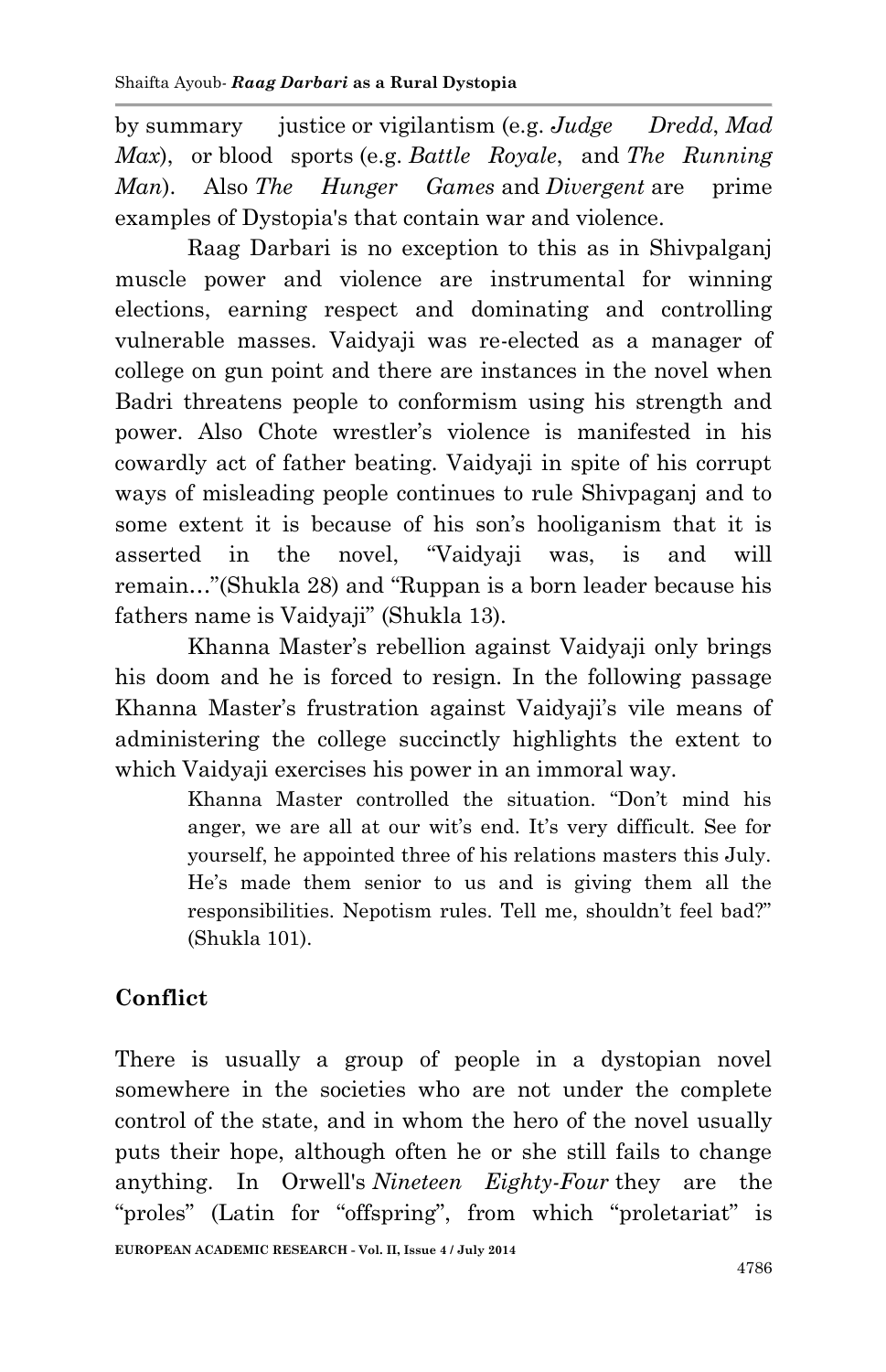by summary justice or vigilantism (e.g. *Judge Dredd*, *Mad Max*), or blood sports (e.g. *Battle Royale*, and *The Running Man*). Also *The Hunger Games* and *Divergent* are prime examples of Dystopia's that contain war and violence.

Raag Darbari is no exception to this as in Shivpalganj muscle power and violence are instrumental for winning elections, earning respect and dominating and controlling vulnerable masses. Vaidyaji was re-elected as a manager of college on gun point and there are instances in the novel when Badri threatens people to conformism using his strength and power. Also Chote wrestler's violence is manifested in his cowardly act of father beating. Vaidyaji in spite of his corrupt ways of misleading people continues to rule Shivpaganj and to some extent it is because of his son's hooliganism that it is asserted in the novel, "Vaidyaji was, is and will remain…"(Shukla 28) and "Ruppan is a born leader because his fathers name is Vaidyaji" (Shukla 13).

Khanna Master's rebellion against Vaidyaji only brings his doom and he is forced to resign. In the following passage Khanna Master's frustration against Vaidyaji's vile means of administering the college succinctly highlights the extent to which Vaidyaji exercises his power in an immoral way.

> Khanna Master controlled the situation. "Don't mind his anger, we are all at our wit's end. It's very difficult. See for yourself, he appointed three of his relations masters this July. He's made them senior to us and is giving them all the responsibilities. Nepotism rules. Tell me, shouldn't feel bad?" (Shukla 101).

## Conflict

There is usually a group of people in a dystopian novel somewhere in the societies who are not under the complete control of the state, and in whom the hero of the novel usually puts their hope, although often he or she still fails to change anything. In Orwell's *Nineteen Eighty-Four* they are the "proles" (Latin for "offspring", from which "proletariat" is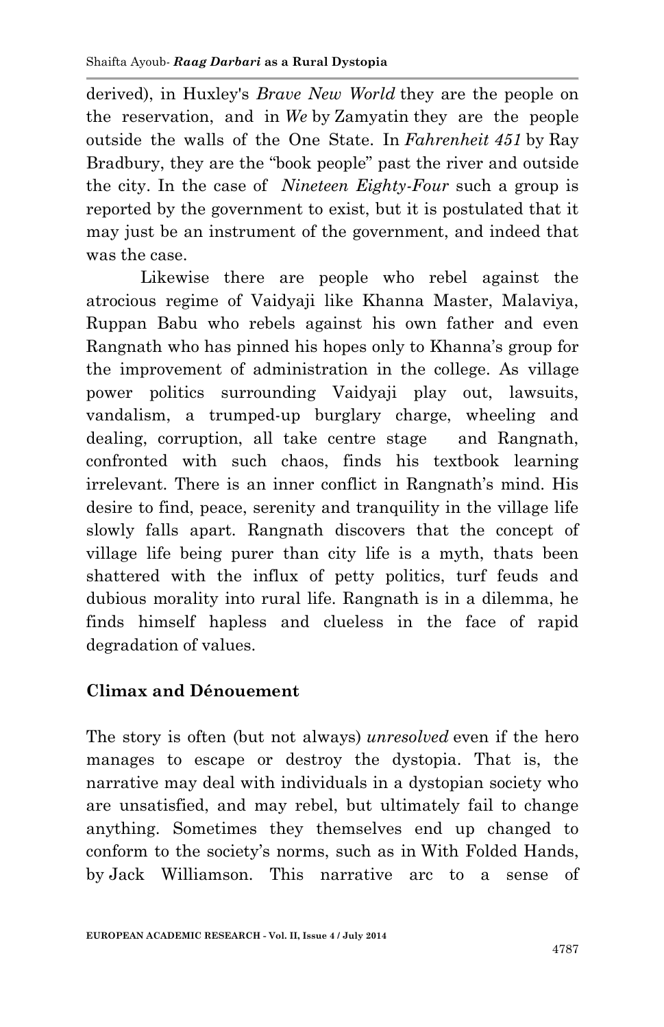derived), in Huxley's *Brave New World* they are the people on the reservation, and in *We* by Zamyatin they are the people outside the walls of the One State. In *Fahrenheit 451* by Ray Bradbury, they are the "book people" past the river and outside the city. In the case of *Nineteen Eighty-Four* such a group is reported by the government to exist, but it is postulated that it may just be an instrument of the government, and indeed that was the case.

Likewise there are people who rebel against the atrocious regime of Vaidyaji like Khanna Master, Malaviya, Ruppan Babu who rebels against his own father and even Rangnath who has pinned his hopes only to Khanna's group for the improvement of administration in the college. As village power politics surrounding Vaidyaji play out, lawsuits, vandalism, a trumped-up burglary charge, wheeling and dealing, corruption, all take centre stage and Rangnath, confronted with such chaos, finds his textbook learning irrelevant. There is an inner conflict in Rangnath's mind. His desire to find, peace, serenity and tranquility in the village life slowly falls apart. Rangnath discovers that the concept of village life being purer than city life is a myth, thats been shattered with the influx of petty politics, turf feuds and dubious morality into rural life. Rangnath is in a dilemma, he finds himself hapless and clueless in the face of rapid degradation of values.

## Climax and Dénouement

The story is often (but not always) *unresolved* even if the hero manages to escape or destroy the dystopia. That is, the narrative may deal with individuals in a dystopian society who are unsatisfied, and may rebel, but ultimately fail to change anything. Sometimes they themselves end up changed to conform to the society's norms, such as in With Folded Hands, by Jack Williamson. This narrative arc to a sense of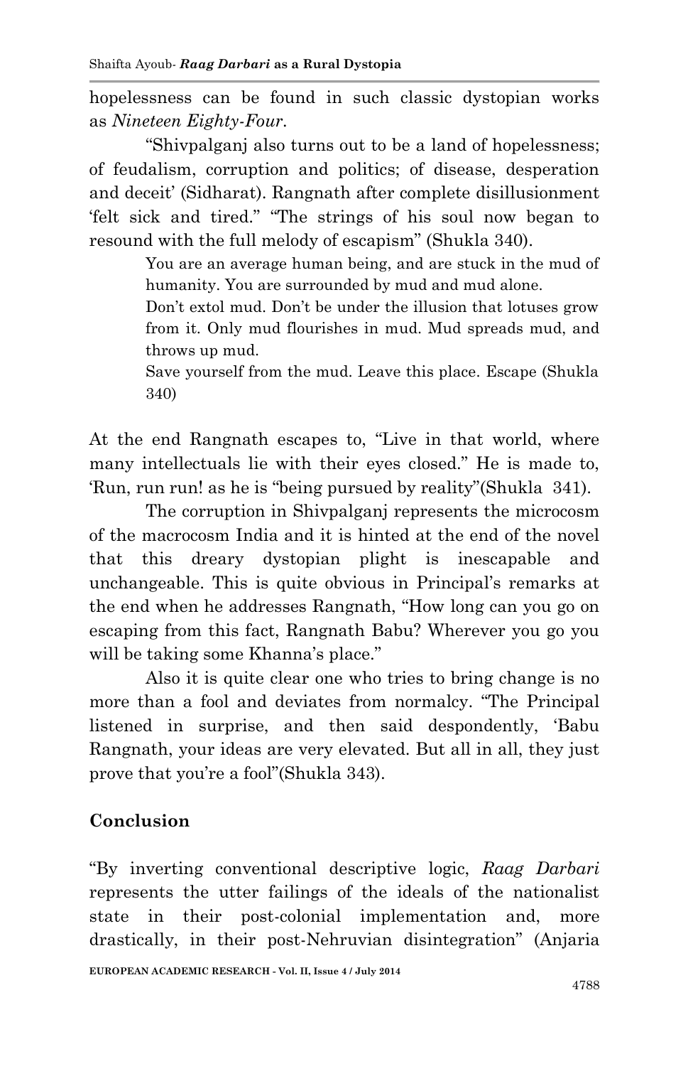hopelessness can be found in such classic dystopian works as *Nineteen Eighty-Four*.

"Shivpalganj also turns out to be a land of hopelessness; of feudalism, corruption and politics; of disease, desperation and deceit' (Sidharat). Rangnath after complete disillusionment 'felt sick and tired." "The strings of his soul now began to resound with the full melody of escapism" (Shukla 340).

> You are an average human being, and are stuck in the mud of humanity. You are surrounded by mud and mud alone.
>
> Don't extol mud. Don't be under the illusion that lotuses grow from it. Only mud flourishes in mud. Mud spreads mud, and throws up mud.
>
> Save yourself from the mud. Leave this place. Escape (Shukla 340)

At the end Rangnath escapes to, "Live in that world, where many intellectuals lie with their eyes closed." He is made to, 'Run, run run! as he is "being pursued by reality"(Shukla 341).

The corruption in Shivpalganj represents the microcosm of the macrocosm India and it is hinted at the end of the novel that this dreary dystopian plight is inescapable and unchangeable. This is quite obvious in Principal's remarks at the end when he addresses Rangnath, "How long can you go on escaping from this fact, Rangnath Babu? Wherever you go you will be taking some Khanna's place."

Also it is quite clear one who tries to bring change is no more than a fool and deviates from normalcy. "The Principal listened in surprise, and then said despondently, 'Babu Rangnath, your ideas are very elevated. But all in all, they just prove that you're a fool"(Shukla 343).

## Conclusion

"By inverting conventional descriptive logic, *Raag Darbari* represents the utter failings of the ideals of the nationalist state in their post-colonial implementation and, more drastically, in their post-Nehruvian disintegration" (Anjaria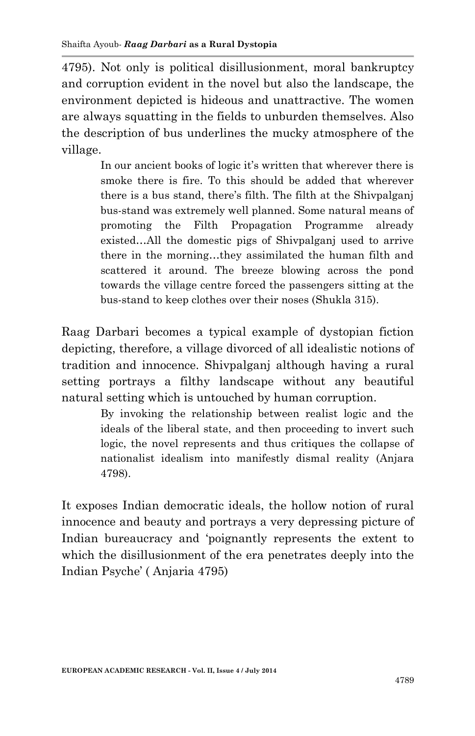4795). Not only is political disillusionment, moral bankruptcy and corruption evident in the novel but also the landscape, the environment depicted is hideous and unattractive. The women are always squatting in the fields to unburden themselves. Also the description of bus underlines the mucky atmosphere of the village.

> In our ancient books of logic it's written that wherever there is smoke there is fire. To this should be added that wherever there is a bus stand, there's filth. The filth at the Shivpalganj bus-stand was extremely well planned. Some natural means of promoting the Filth Propagation Programme already existed…All the domestic pigs of Shivpalganj used to arrive there in the morning…they assimilated the human filth and scattered it around. The breeze blowing across the pond towards the village centre forced the passengers sitting at the bus-stand to keep clothes over their noses (Shukla 315).

Raag Darbari becomes a typical example of dystopian fiction depicting, therefore, a village divorced of all idealistic notions of tradition and innocence. Shivpalganj although having a rural setting portrays a filthy landscape without any beautiful natural setting which is untouched by human corruption.

> By invoking the relationship between realist logic and the ideals of the liberal state, and then proceeding to invert such logic, the novel represents and thus critiques the collapse of nationalist idealism into manifestly dismal reality (Anjara 4798).

It exposes Indian democratic ideals, the hollow notion of rural innocence and beauty and portrays a very depressing picture of Indian bureaucracy and 'poignantly represents the extent to which the disillusionment of the era penetrates deeply into the Indian Psyche' ( Anjaria 4795)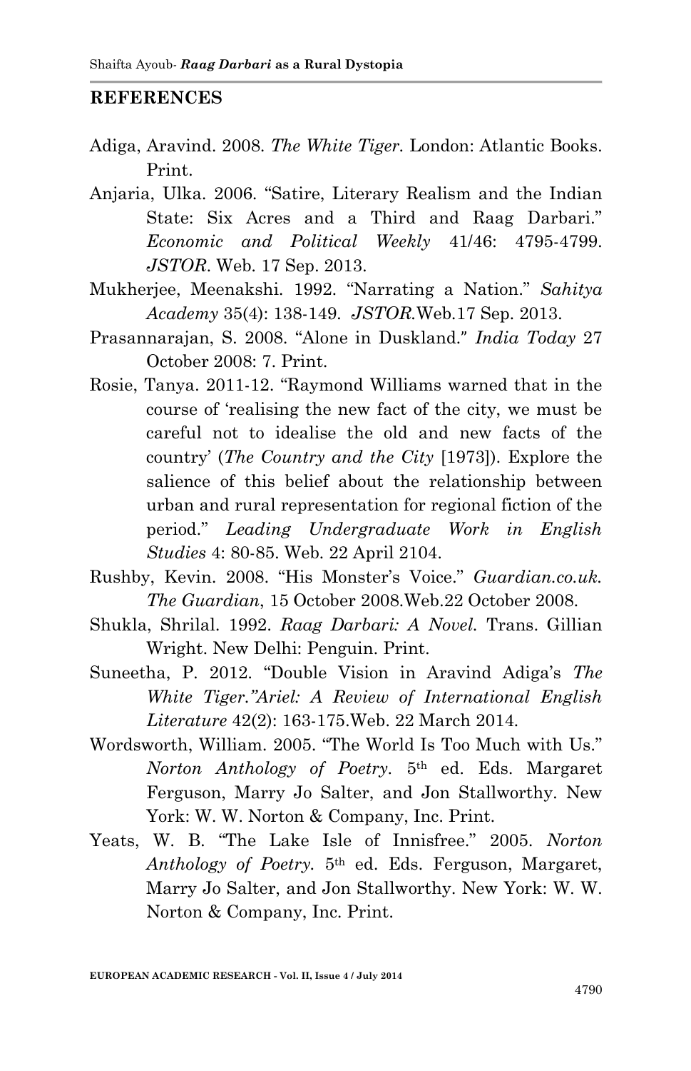## REFERENCES

Adiga, Aravind. 2008. *The White Tiger*. London: Atlantic Books. Print.

Anjaria, Ulka. 2006. "Satire, Literary Realism and the Indian State: Six Acres and a Third and Raag Darbari." *Economic and Political Weekly* 41/46: 4795-4799. *JSTOR*. Web. 17 Sep. 2013.

Mukherjee, Meenakshi. 1992. "Narrating a Nation." *Sahitya Academy* 35(4): 138-149. *JSTOR.*Web.17 Sep. 2013.

Prasannarajan, S. 2008. "Alone in Duskland." *India Today* 27 October 2008: 7. Print.

Rosie, Tanya. 2011-12. "Raymond Williams warned that in the course of 'realising the new fact of the city, we must be careful not to idealise the old and new facts of the country' (*The Country and the City* [1973]). Explore the salience of this belief about the relationship between urban and rural representation for regional fiction of the period." *Leading Undergraduate Work in English Studies* 4: 80-85. Web. 22 April 2104.

Rushby, Kevin. 2008. "His Monster's Voice." *Guardian.co.uk. The Guardian*, 15 October 2008.Web.22 October 2008.

Shukla, Shrilal. 1992. *Raag Darbari: A Novel.* Trans. Gillian Wright. New Delhi: Penguin. Print.

Suneetha, P. 2012. "Double Vision in Aravind Adiga's *The White Tiger."Ariel: A Review of International English Literature* 42(2): 163-175.Web. 22 March 2014.

Wordsworth, William. 2005. "The World Is Too Much with Us." *Norton Anthology of Poetry*. 5th ed. Eds. Margaret Ferguson, Marry Jo Salter, and Jon Stallworthy. New York: W. W. Norton & Company, Inc. Print.

Yeats, W. B. "The Lake Isle of Innisfree." 2005. *Norton Anthology of Poetry.* 5th ed. Eds. Ferguson, Margaret, Marry Jo Salter, and Jon Stallworthy. New York: W. W. Norton & Company, Inc. Print.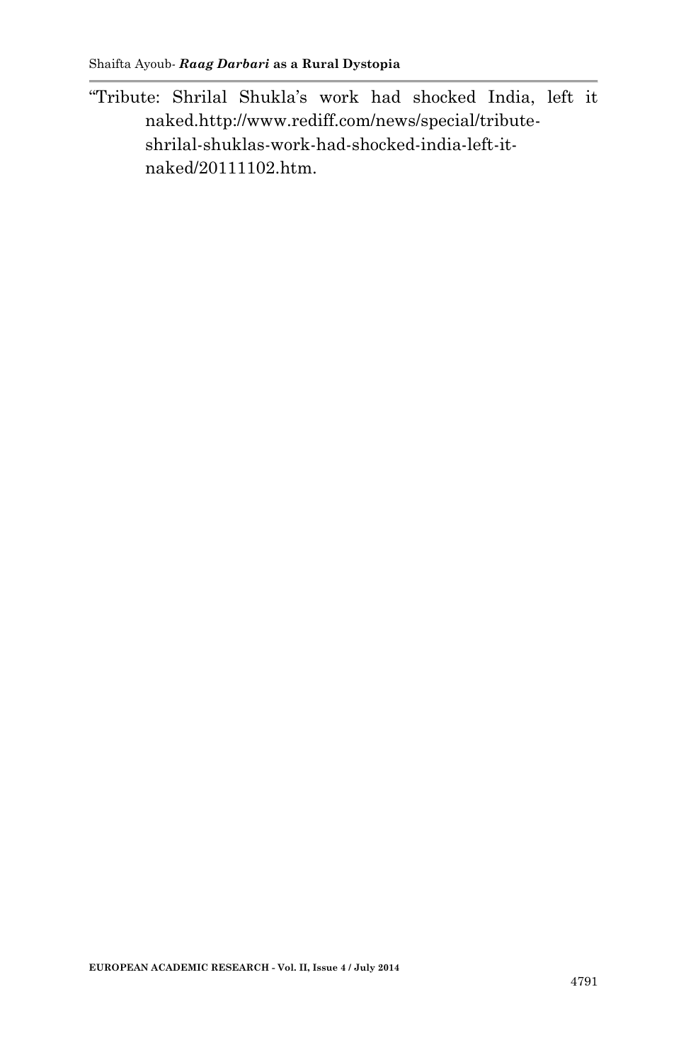"Tribute: Shrilal Shukla's work had shocked India, left it naked.http://www.rediff.com/news/special/tribute-shrilal-shuklas-work-had-shocked-india-left-it-naked/20111102.htm.